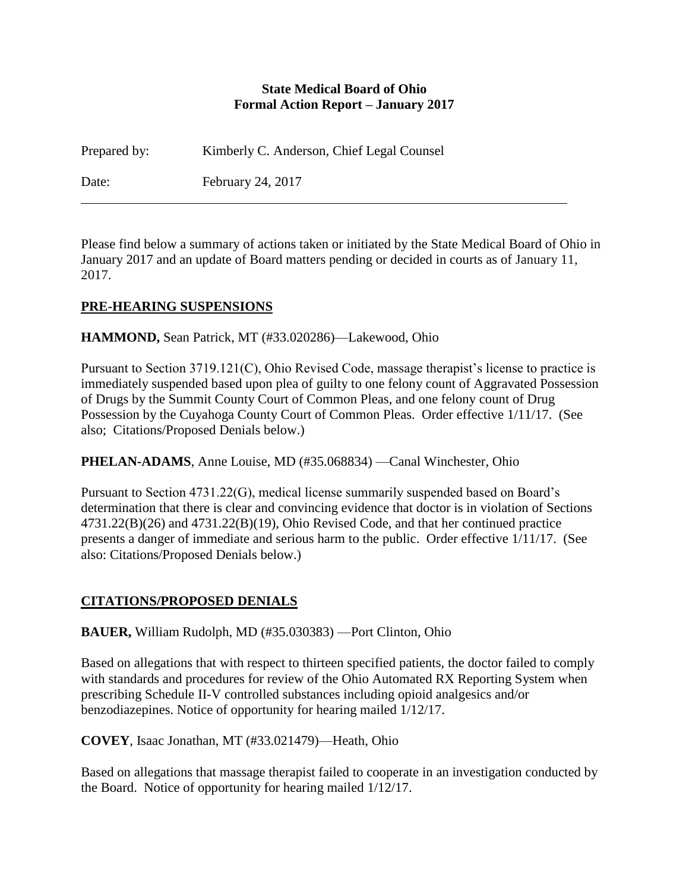**State Medical Board of Ohio**
**Formal Action Report – January 2017**

Prepared by: Kimberly C. Anderson, Chief Legal Counsel

Date: February 24, 2017

---

Please find below a summary of actions taken or initiated by the State Medical Board of Ohio in January 2017 and an update of Board matters pending or decided in courts as of January 11, 2017.

## PRE-HEARING SUSPENSIONS

**HAMMOND,** Sean Patrick, MT (#33.020286)—Lakewood, Ohio

Pursuant to Section 3719.121(C), Ohio Revised Code, massage therapist's license to practice is immediately suspended based upon plea of guilty to one felony count of Aggravated Possession of Drugs by the Summit County Court of Common Pleas, and one felony count of Drug Possession by the Cuyahoga County Court of Common Pleas. Order effective 1/11/17. (See also; Citations/Proposed Denials below.)

**PHELAN-ADAMS**, Anne Louise, MD (#35.068834) —Canal Winchester, Ohio

Pursuant to Section 4731.22(G), medical license summarily suspended based on Board's determination that there is clear and convincing evidence that doctor is in violation of Sections 4731.22(B)(26) and 4731.22(B)(19), Ohio Revised Code, and that her continued practice presents a danger of immediate and serious harm to the public. Order effective 1/11/17. (See also: Citations/Proposed Denials below.)

## CITATIONS/PROPOSED DENIALS

**BAUER,** William Rudolph, MD (#35.030383) —Port Clinton, Ohio

Based on allegations that with respect to thirteen specified patients, the doctor failed to comply with standards and procedures for review of the Ohio Automated RX Reporting System when prescribing Schedule II-V controlled substances including opioid analgesics and/or benzodiazepines. Notice of opportunity for hearing mailed 1/12/17.

**COVEY**, Isaac Jonathan, MT (#33.021479)—Heath, Ohio

Based on allegations that massage therapist failed to cooperate in an investigation conducted by the Board. Notice of opportunity for hearing mailed 1/12/17.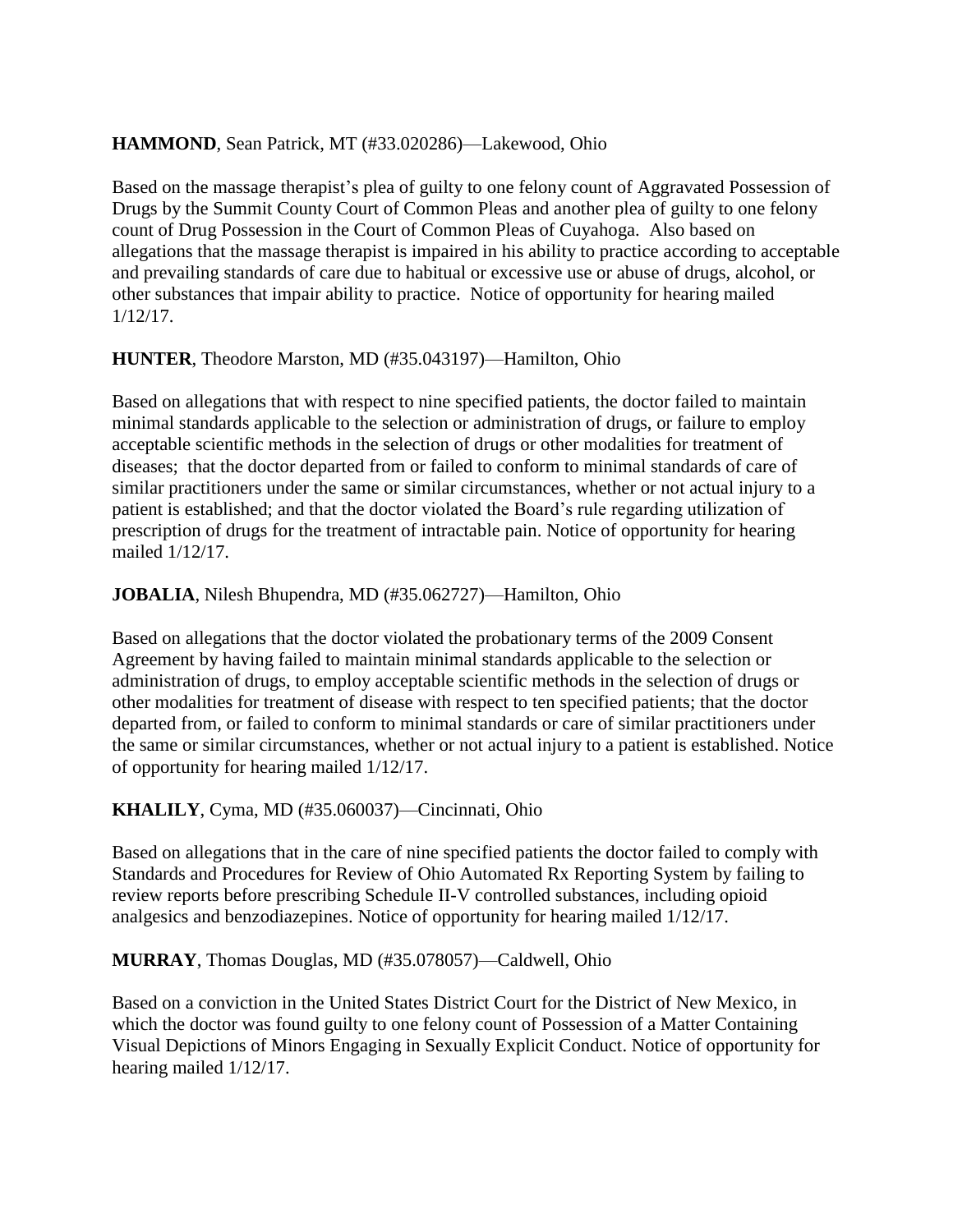**HAMMOND**, Sean Patrick, MT (#33.020286)—Lakewood, Ohio

Based on the massage therapist's plea of guilty to one felony count of Aggravated Possession of Drugs by the Summit County Court of Common Pleas and another plea of guilty to one felony count of Drug Possession in the Court of Common Pleas of Cuyahoga. Also based on allegations that the massage therapist is impaired in his ability to practice according to acceptable and prevailing standards of care due to habitual or excessive use or abuse of drugs, alcohol, or other substances that impair ability to practice. Notice of opportunity for hearing mailed 1/12/17.

**HUNTER**, Theodore Marston, MD (#35.043197)—Hamilton, Ohio

Based on allegations that with respect to nine specified patients, the doctor failed to maintain minimal standards applicable to the selection or administration of drugs, or failure to employ acceptable scientific methods in the selection of drugs or other modalities for treatment of diseases; that the doctor departed from or failed to conform to minimal standards of care of similar practitioners under the same or similar circumstances, whether or not actual injury to a patient is established; and that the doctor violated the Board's rule regarding utilization of prescription of drugs for the treatment of intractable pain. Notice of opportunity for hearing mailed 1/12/17.

**JOBALIA**, Nilesh Bhupendra, MD (#35.062727)—Hamilton, Ohio

Based on allegations that the doctor violated the probationary terms of the 2009 Consent Agreement by having failed to maintain minimal standards applicable to the selection or administration of drugs, to employ acceptable scientific methods in the selection of drugs or other modalities for treatment of disease with respect to ten specified patients; that the doctor departed from, or failed to conform to minimal standards or care of similar practitioners under the same or similar circumstances, whether or not actual injury to a patient is established. Notice of opportunity for hearing mailed 1/12/17.

**KHALILY**, Cyma, MD (#35.060037)—Cincinnati, Ohio

Based on allegations that in the care of nine specified patients the doctor failed to comply with Standards and Procedures for Review of Ohio Automated Rx Reporting System by failing to review reports before prescribing Schedule II-V controlled substances, including opioid analgesics and benzodiazepines. Notice of opportunity for hearing mailed 1/12/17.

**MURRAY**, Thomas Douglas, MD (#35.078057)—Caldwell, Ohio

Based on a conviction in the United States District Court for the District of New Mexico, in which the doctor was found guilty to one felony count of Possession of a Matter Containing Visual Depictions of Minors Engaging in Sexually Explicit Conduct. Notice of opportunity for hearing mailed 1/12/17.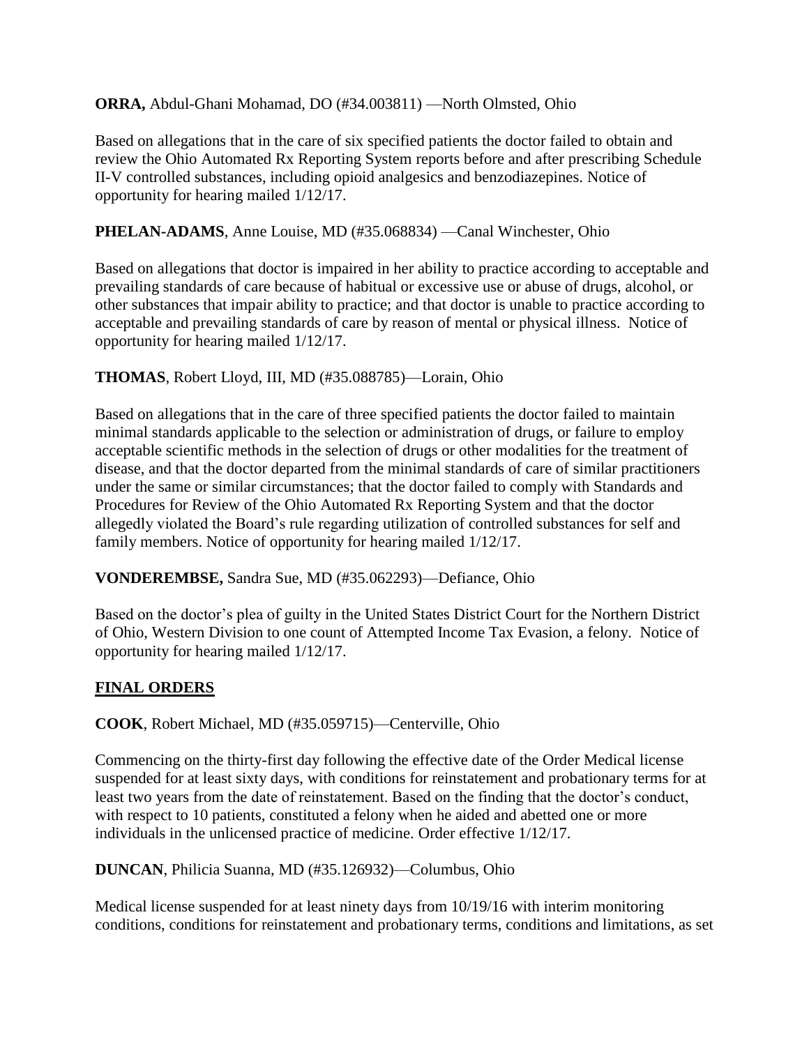**ORRA,** Abdul-Ghani Mohamad, DO (#34.003811) —North Olmsted, Ohio

Based on allegations that in the care of six specified patients the doctor failed to obtain and review the Ohio Automated Rx Reporting System reports before and after prescribing Schedule II-V controlled substances, including opioid analgesics and benzodiazepines. Notice of opportunity for hearing mailed 1/12/17.

**PHELAN-ADAMS**, Anne Louise, MD (#35.068834) —Canal Winchester, Ohio

Based on allegations that doctor is impaired in her ability to practice according to acceptable and prevailing standards of care because of habitual or excessive use or abuse of drugs, alcohol, or other substances that impair ability to practice; and that doctor is unable to practice according to acceptable and prevailing standards of care by reason of mental or physical illness. Notice of opportunity for hearing mailed 1/12/17.

**THOMAS**, Robert Lloyd, III, MD (#35.088785)—Lorain, Ohio

Based on allegations that in the care of three specified patients the doctor failed to maintain minimal standards applicable to the selection or administration of drugs, or failure to employ acceptable scientific methods in the selection of drugs or other modalities for the treatment of disease, and that the doctor departed from the minimal standards of care of similar practitioners under the same or similar circumstances; that the doctor failed to comply with Standards and Procedures for Review of the Ohio Automated Rx Reporting System and that the doctor allegedly violated the Board's rule regarding utilization of controlled substances for self and family members. Notice of opportunity for hearing mailed 1/12/17.

**VONDEREMBSE,** Sandra Sue, MD (#35.062293)—Defiance, Ohio

Based on the doctor's plea of guilty in the United States District Court for the Northern District of Ohio, Western Division to one count of Attempted Income Tax Evasion, a felony. Notice of opportunity for hearing mailed 1/12/17.

## FINAL ORDERS

**COOK**, Robert Michael, MD (#35.059715)—Centerville, Ohio

Commencing on the thirty-first day following the effective date of the Order Medical license suspended for at least sixty days, with conditions for reinstatement and probationary terms for at least two years from the date of reinstatement. Based on the finding that the doctor's conduct, with respect to 10 patients, constituted a felony when he aided and abetted one or more individuals in the unlicensed practice of medicine. Order effective 1/12/17.

**DUNCAN**, Philicia Suanna, MD (#35.126932)—Columbus, Ohio

Medical license suspended for at least ninety days from 10/19/16 with interim monitoring conditions, conditions for reinstatement and probationary terms, conditions and limitations, as set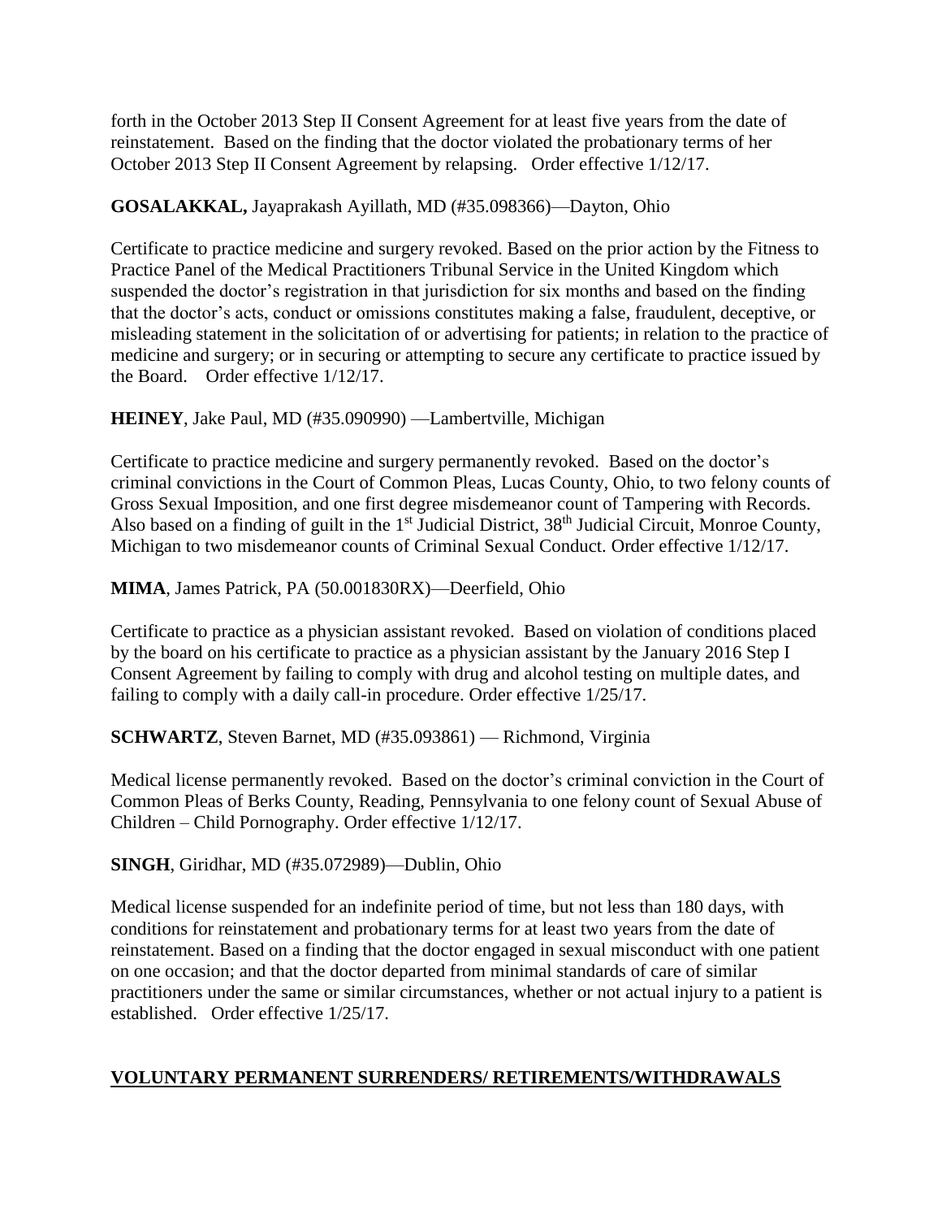forth in the October 2013 Step II Consent Agreement for at least five years from the date of reinstatement. Based on the finding that the doctor violated the probationary terms of her October 2013 Step II Consent Agreement by relapsing. Order effective 1/12/17.

**GOSALAKKAL,** Jayaprakash Ayillath, MD (#35.098366)—Dayton, Ohio

Certificate to practice medicine and surgery revoked. Based on the prior action by the Fitness to Practice Panel of the Medical Practitioners Tribunal Service in the United Kingdom which suspended the doctor's registration in that jurisdiction for six months and based on the finding that the doctor's acts, conduct or omissions constitutes making a false, fraudulent, deceptive, or misleading statement in the solicitation of or advertising for patients; in relation to the practice of medicine and surgery; or in securing or attempting to secure any certificate to practice issued by the Board. Order effective 1/12/17.

**HEINEY**, Jake Paul, MD (#35.090990) —Lambertville, Michigan

Certificate to practice medicine and surgery permanently revoked. Based on the doctor's criminal convictions in the Court of Common Pleas, Lucas County, Ohio, to two felony counts of Gross Sexual Imposition, and one first degree misdemeanor count of Tampering with Records. Also based on a finding of guilt in the 1st Judicial District, 38th Judicial Circuit, Monroe County, Michigan to two misdemeanor counts of Criminal Sexual Conduct. Order effective 1/12/17.

**MIMA**, James Patrick, PA (50.001830RX)—Deerfield, Ohio

Certificate to practice as a physician assistant revoked. Based on violation of conditions placed by the board on his certificate to practice as a physician assistant by the January 2016 Step I Consent Agreement by failing to comply with drug and alcohol testing on multiple dates, and failing to comply with a daily call-in procedure. Order effective 1/25/17.

**SCHWARTZ**, Steven Barnet, MD (#35.093861) — Richmond, Virginia

Medical license permanently revoked. Based on the doctor's criminal conviction in the Court of Common Pleas of Berks County, Reading, Pennsylvania to one felony count of Sexual Abuse of Children – Child Pornography. Order effective 1/12/17.

**SINGH**, Giridhar, MD (#35.072989)—Dublin, Ohio

Medical license suspended for an indefinite period of time, but not less than 180 days, with conditions for reinstatement and probationary terms for at least two years from the date of reinstatement. Based on a finding that the doctor engaged in sexual misconduct with one patient on one occasion; and that the doctor departed from minimal standards of care of similar practitioners under the same or similar circumstances, whether or not actual injury to a patient is established. Order effective 1/25/17.

## VOLUNTARY PERMANENT SURRENDERS/ RETIREMENTS/WITHDRAWALS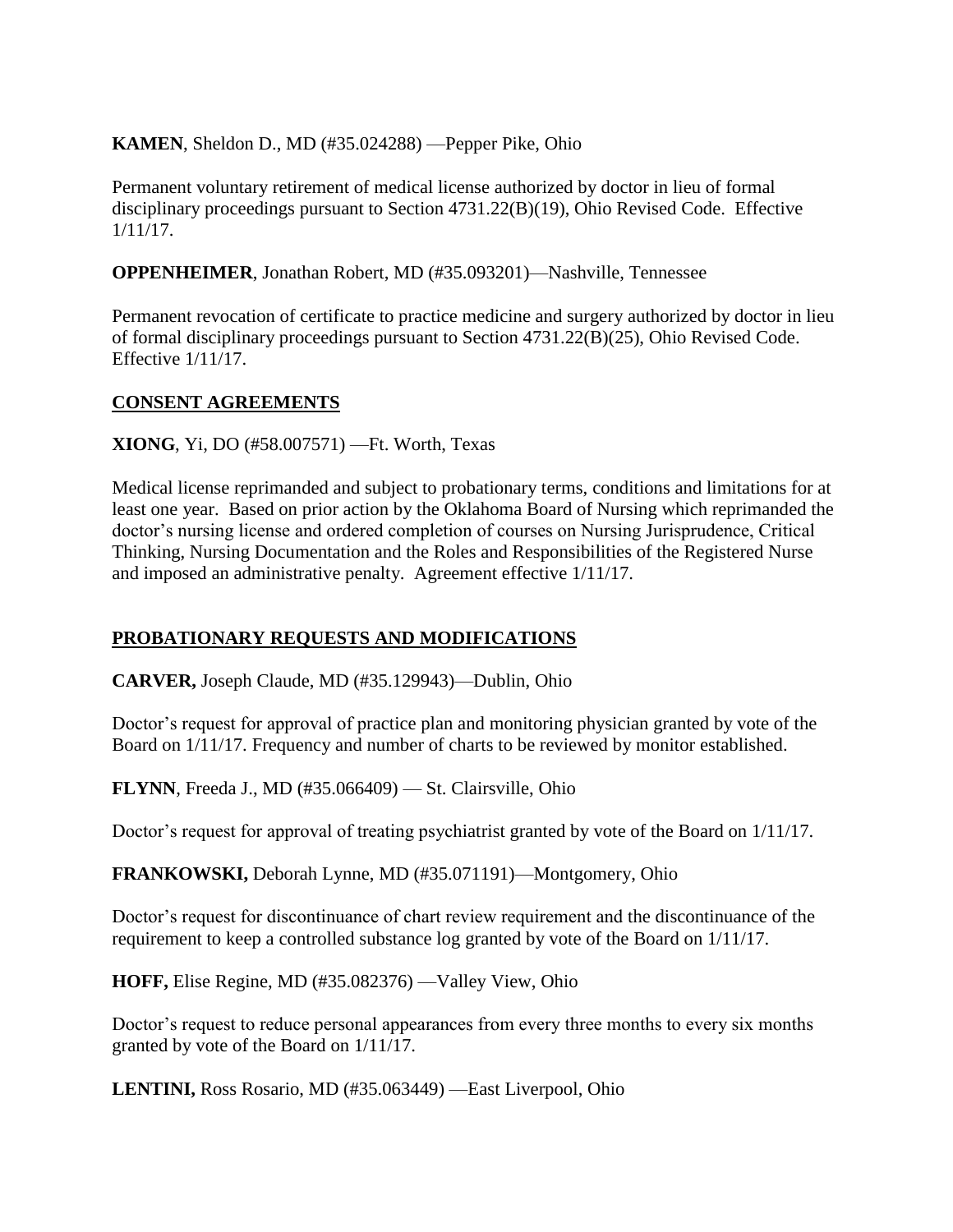**KAMEN**, Sheldon D., MD (#35.024288) —Pepper Pike, Ohio

Permanent voluntary retirement of medical license authorized by doctor in lieu of formal disciplinary proceedings pursuant to Section 4731.22(B)(19), Ohio Revised Code. Effective 1/11/17.

**OPPENHEIMER**, Jonathan Robert, MD (#35.093201)—Nashville, Tennessee

Permanent revocation of certificate to practice medicine and surgery authorized by doctor in lieu of formal disciplinary proceedings pursuant to Section 4731.22(B)(25), Ohio Revised Code. Effective 1/11/17.

## CONSENT AGREEMENTS

**XIONG**, Yi, DO (#58.007571) —Ft. Worth, Texas

Medical license reprimanded and subject to probationary terms, conditions and limitations for at least one year. Based on prior action by the Oklahoma Board of Nursing which reprimanded the doctor's nursing license and ordered completion of courses on Nursing Jurisprudence, Critical Thinking, Nursing Documentation and the Roles and Responsibilities of the Registered Nurse and imposed an administrative penalty. Agreement effective 1/11/17.

## PROBATIONARY REQUESTS AND MODIFICATIONS

**CARVER,** Joseph Claude, MD (#35.129943)—Dublin, Ohio

Doctor's request for approval of practice plan and monitoring physician granted by vote of the Board on 1/11/17. Frequency and number of charts to be reviewed by monitor established.

**FLYNN**, Freeda J., MD (#35.066409) — St. Clairsville, Ohio

Doctor's request for approval of treating psychiatrist granted by vote of the Board on 1/11/17.

**FRANKOWSKI,** Deborah Lynne, MD (#35.071191)—Montgomery, Ohio

Doctor's request for discontinuance of chart review requirement and the discontinuance of the requirement to keep a controlled substance log granted by vote of the Board on 1/11/17.

**HOFF,** Elise Regine, MD (#35.082376) —Valley View, Ohio

Doctor's request to reduce personal appearances from every three months to every six months granted by vote of the Board on 1/11/17.

**LENTINI,** Ross Rosario, MD (#35.063449) —East Liverpool, Ohio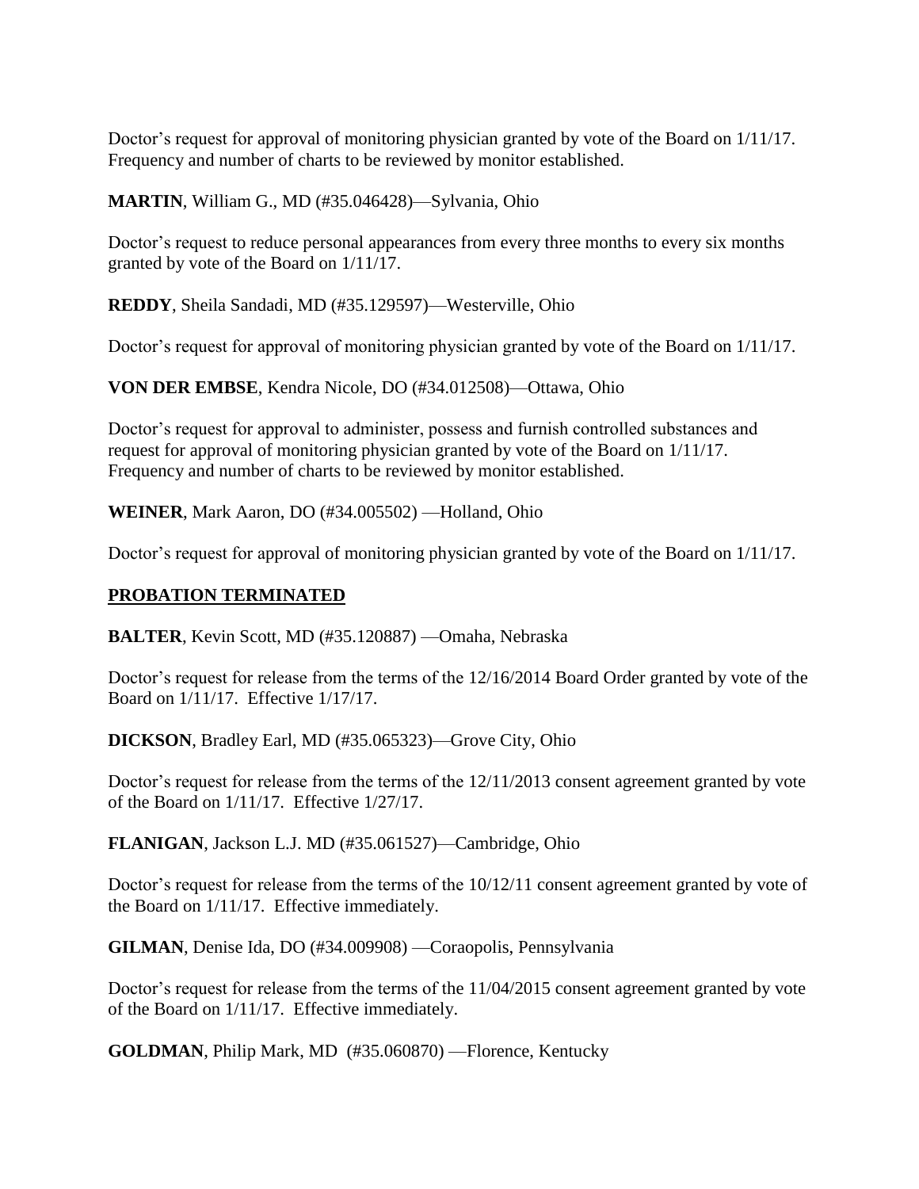Doctor's request for approval of monitoring physician granted by vote of the Board on 1/11/17. Frequency and number of charts to be reviewed by monitor established.

**MARTIN**, William G., MD (#35.046428)—Sylvania, Ohio

Doctor's request to reduce personal appearances from every three months to every six months granted by vote of the Board on 1/11/17.

**REDDY**, Sheila Sandadi, MD (#35.129597)—Westerville, Ohio

Doctor's request for approval of monitoring physician granted by vote of the Board on 1/11/17.

**VON DER EMBSE**, Kendra Nicole, DO (#34.012508)—Ottawa, Ohio

Doctor's request for approval to administer, possess and furnish controlled substances and request for approval of monitoring physician granted by vote of the Board on 1/11/17. Frequency and number of charts to be reviewed by monitor established.

**WEINER**, Mark Aaron, DO (#34.005502) —Holland, Ohio

Doctor's request for approval of monitoring physician granted by vote of the Board on 1/11/17.

## PROBATION TERMINATED

**BALTER**, Kevin Scott, MD (#35.120887) —Omaha, Nebraska

Doctor's request for release from the terms of the 12/16/2014 Board Order granted by vote of the Board on 1/11/17. Effective 1/17/17.

**DICKSON**, Bradley Earl, MD (#35.065323)—Grove City, Ohio

Doctor's request for release from the terms of the 12/11/2013 consent agreement granted by vote of the Board on 1/11/17. Effective 1/27/17.

**FLANIGAN**, Jackson L.J. MD (#35.061527)—Cambridge, Ohio

Doctor's request for release from the terms of the 10/12/11 consent agreement granted by vote of the Board on 1/11/17. Effective immediately.

**GILMAN**, Denise Ida, DO (#34.009908) —Coraopolis, Pennsylvania

Doctor's request for release from the terms of the 11/04/2015 consent agreement granted by vote of the Board on 1/11/17. Effective immediately.

**GOLDMAN**, Philip Mark, MD (#35.060870) —Florence, Kentucky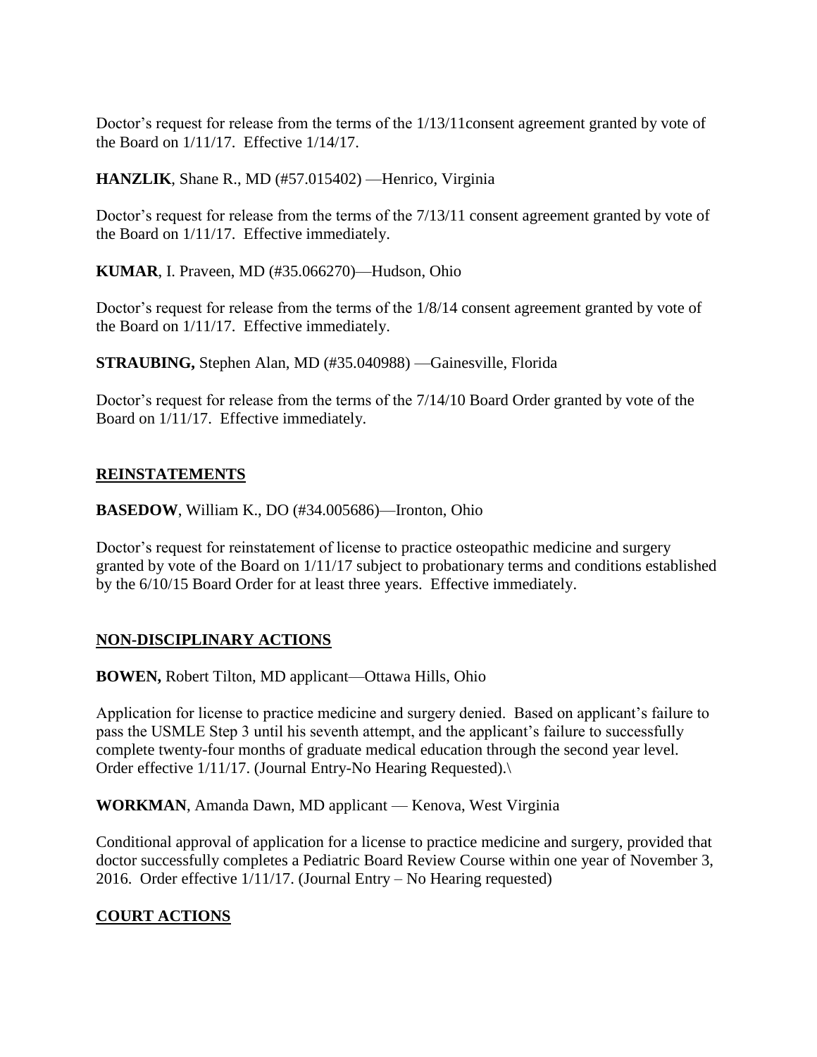Doctor’s request for release from the terms of the 1/13/11consent agreement granted by vote of the Board on 1/11/17. Effective 1/14/17.

**HANZLIK**, Shane R., MD (#57.015402) —Henrico, Virginia

Doctor’s request for release from the terms of the 7/13/11 consent agreement granted by vote of the Board on 1/11/17. Effective immediately.

**KUMAR**, I. Praveen, MD (#35.066270)—Hudson, Ohio

Doctor’s request for release from the terms of the 1/8/14 consent agreement granted by vote of the Board on 1/11/17. Effective immediately.

**STRAUBING,** Stephen Alan, MD (#35.040988) —Gainesville, Florida

Doctor’s request for release from the terms of the 7/14/10 Board Order granted by vote of the Board on 1/11/17. Effective immediately.

## REINSTATEMENTS

**BASEDOW**, William K., DO (#34.005686)—Ironton, Ohio

Doctor’s request for reinstatement of license to practice osteopathic medicine and surgery granted by vote of the Board on 1/11/17 subject to probationary terms and conditions established by the 6/10/15 Board Order for at least three years. Effective immediately.

## NON-DISCIPLINARY ACTIONS

**BOWEN,** Robert Tilton, MD applicant—Ottawa Hills, Ohio

Application for license to practice medicine and surgery denied. Based on applicant’s failure to pass the USMLE Step 3 until his seventh attempt, and the applicant’s failure to successfully complete twenty-four months of graduate medical education through the second year level. Order effective 1/11/17. (Journal Entry-No Hearing Requested).\

**WORKMAN**, Amanda Dawn, MD applicant — Kenova, West Virginia

Conditional approval of application for a license to practice medicine and surgery, provided that doctor successfully completes a Pediatric Board Review Course within one year of November 3, 2016. Order effective 1/11/17. (Journal Entry – No Hearing requested)

## COURT ACTIONS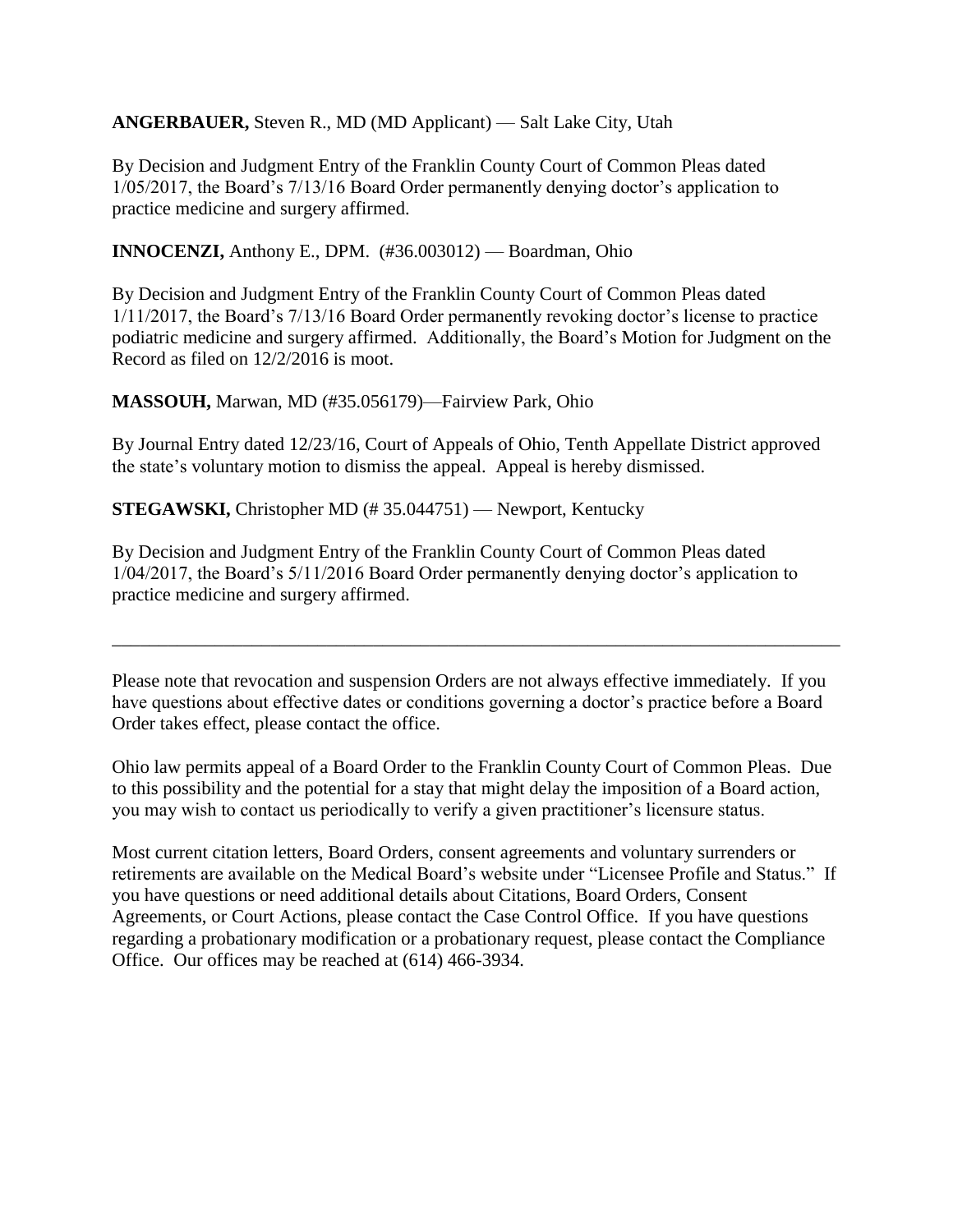**ANGERBAUER,** Steven R., MD (MD Applicant) — Salt Lake City, Utah

By Decision and Judgment Entry of the Franklin County Court of Common Pleas dated 1/05/2017, the Board's 7/13/16 Board Order permanently denying doctor's application to practice medicine and surgery affirmed.

**INNOCENZI,** Anthony E., DPM. (#36.003012) — Boardman, Ohio

By Decision and Judgment Entry of the Franklin County Court of Common Pleas dated 1/11/2017, the Board's 7/13/16 Board Order permanently revoking doctor's license to practice podiatric medicine and surgery affirmed. Additionally, the Board's Motion for Judgment on the Record as filed on 12/2/2016 is moot.

**MASSOUH,** Marwan, MD (#35.056179)—Fairview Park, Ohio

By Journal Entry dated 12/23/16, Court of Appeals of Ohio, Tenth Appellate District approved the state's voluntary motion to dismiss the appeal. Appeal is hereby dismissed.

**STEGAWSKI,** Christopher MD (# 35.044751) — Newport, Kentucky

By Decision and Judgment Entry of the Franklin County Court of Common Pleas dated 1/04/2017, the Board's 5/11/2016 Board Order permanently denying doctor's application to practice medicine and surgery affirmed.

---

Please note that revocation and suspension Orders are not always effective immediately. If you have questions about effective dates or conditions governing a doctor's practice before a Board Order takes effect, please contact the office.

Ohio law permits appeal of a Board Order to the Franklin County Court of Common Pleas. Due to this possibility and the potential for a stay that might delay the imposition of a Board action, you may wish to contact us periodically to verify a given practitioner's licensure status.

Most current citation letters, Board Orders, consent agreements and voluntary surrenders or retirements are available on the Medical Board's website under "Licensee Profile and Status." If you have questions or need additional details about Citations, Board Orders, Consent Agreements, or Court Actions, please contact the Case Control Office. If you have questions regarding a probationary modification or a probationary request, please contact the Compliance Office. Our offices may be reached at (614) 466-3934.